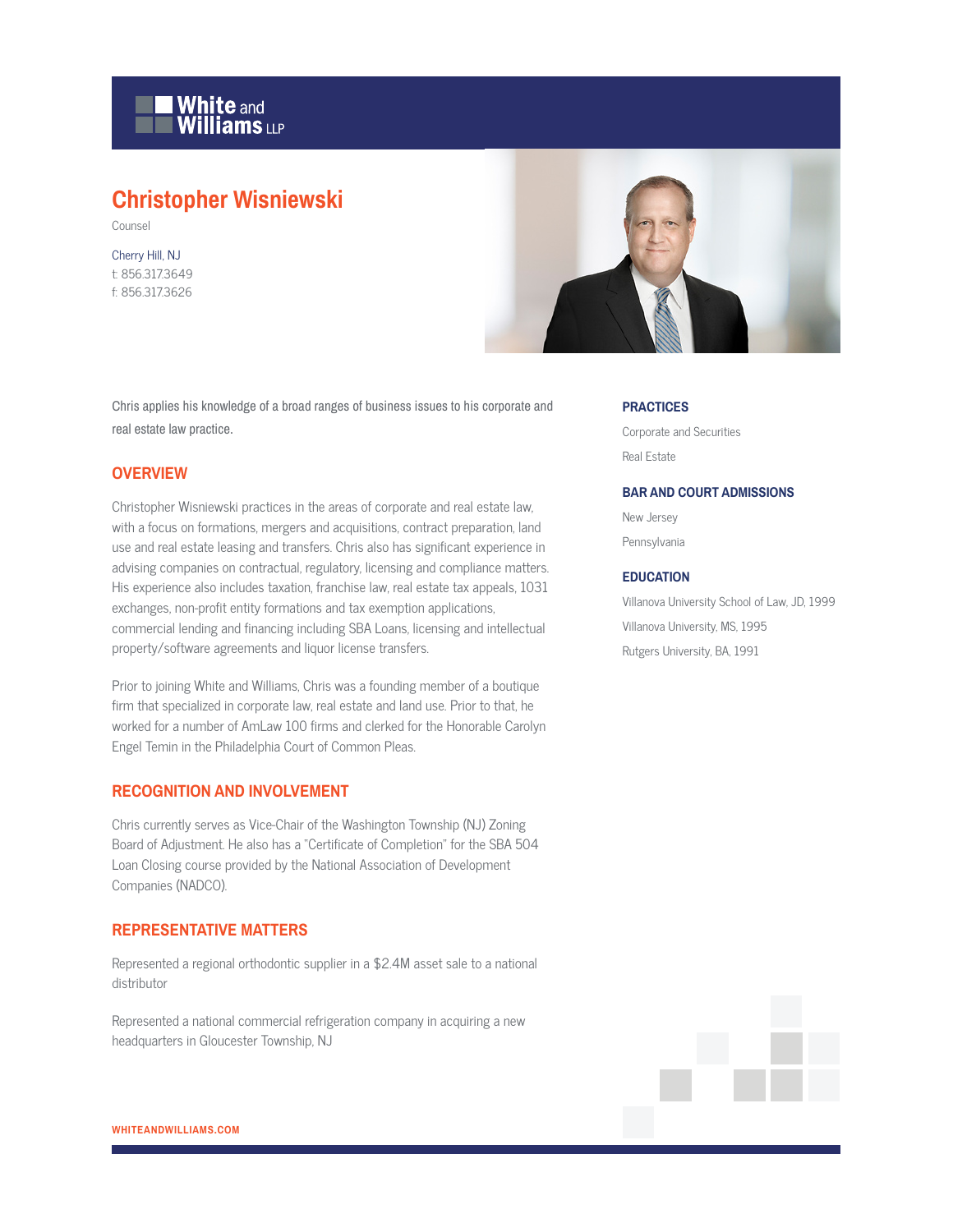White and Williams LLP

# Christopher Wisniewski

Counsel

Cherry Hill, NJ
t: 856.317.3649
f: 856.317.3626

Chris applies his knowledge of a broad ranges of business issues to his corporate and real estate law practice.

## OVERVIEW

Christopher Wisniewski practices in the areas of corporate and real estate law, with a focus on formations, mergers and acquisitions, contract preparation, land use and real estate leasing and transfers. Chris also has significant experience in advising companies on contractual, regulatory, licensing and compliance matters. His experience also includes taxation, franchise law, real estate tax appeals, 1031 exchanges, non-profit entity formations and tax exemption applications, commercial lending and financing including SBA Loans, licensing and intellectual property/software agreements and liquor license transfers.

Prior to joining White and Williams, Chris was a founding member of a boutique firm that specialized in corporate law, real estate and land use. Prior to that, he worked for a number of AmLaw 100 firms and clerked for the Honorable Carolyn Engel Temin in the Philadelphia Court of Common Pleas.

## RECOGNITION AND INVOLVEMENT

Chris currently serves as Vice-Chair of the Washington Township (NJ) Zoning Board of Adjustment. He also has a "Certificate of Completion" for the SBA 504 Loan Closing course provided by the National Association of Development Companies (NADCO).

## REPRESENTATIVE MATTERS

Represented a regional orthodontic supplier in a $2.4M asset sale to a national distributor

Represented a national commercial refrigeration company in acquiring a new headquarters in Gloucester Township, NJ

## PRACTICES

Corporate and Securities

Real Estate

## BAR AND COURT ADMISSIONS

New Jersey

Pennsylvania

## EDUCATION

Villanova University School of Law, JD, 1999

Villanova University, MS, 1995

Rutgers University, BA, 1991

WHITEANDWILLIAMS.COM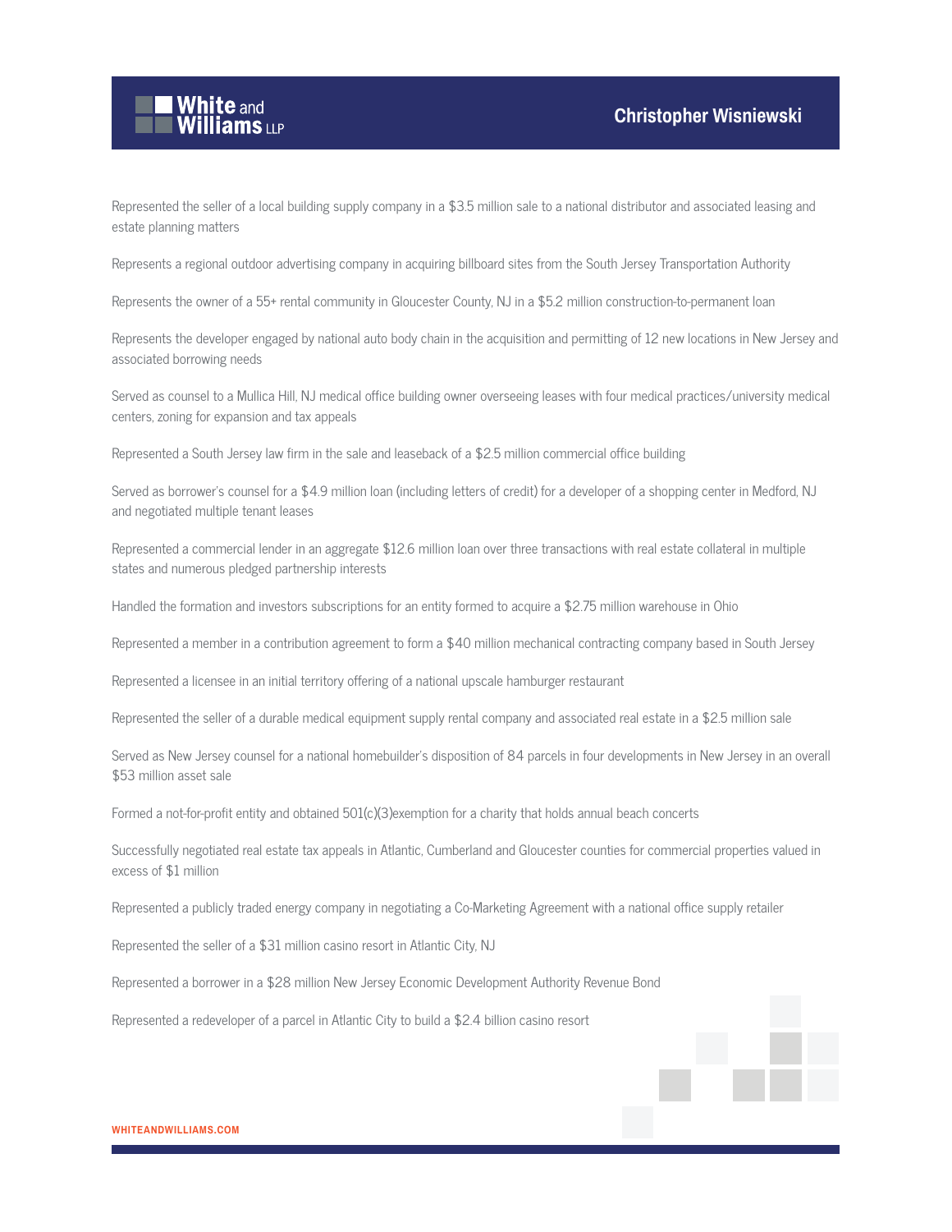Represented the seller of a local building supply company in a $3.5 million sale to a national distributor and associated leasing and estate planning matters

Represents a regional outdoor advertising company in acquiring billboard sites from the South Jersey Transportation Authority

Represents the owner of a 55+ rental community in Gloucester County, NJ in a $5.2 million construction-to-permanent loan

Represents the developer engaged by national auto body chain in the acquisition and permitting of 12 new locations in New Jersey and associated borrowing needs

Served as counsel to a Mullica Hill, NJ medical office building owner overseeing leases with four medical practices/university medical centers, zoning for expansion and tax appeals

Represented a South Jersey law firm in the sale and leaseback of a $2.5 million commercial office building

Served as borrower's counsel for a $4.9 million loan (including letters of credit) for a developer of a shopping center in Medford, NJ and negotiated multiple tenant leases

Represented a commercial lender in an aggregate $12.6 million loan over three transactions with real estate collateral in multiple states and numerous pledged partnership interests

Handled the formation and investors subscriptions for an entity formed to acquire a $2.75 million warehouse in Ohio

Represented a member in a contribution agreement to form a $40 million mechanical contracting company based in South Jersey

Represented a licensee in an initial territory offering of a national upscale hamburger restaurant

Represented the seller of a durable medical equipment supply rental company and associated real estate in a $2.5 million sale

Served as New Jersey counsel for a national homebuilder's disposition of 84 parcels in four developments in New Jersey in an overall $53 million asset sale

Formed a not-for-profit entity and obtained 501(c)(3)exemption for a charity that holds annual beach concerts

Successfully negotiated real estate tax appeals in Atlantic, Cumberland and Gloucester counties for commercial properties valued in excess of $1 million

Represented a publicly traded energy company in negotiating a Co-Marketing Agreement with a national office supply retailer

Represented the seller of a $31 million casino resort in Atlantic City, NJ

Represented a borrower in a $28 million New Jersey Economic Development Authority Revenue Bond

Represented a redeveloper of a parcel in Atlantic City to build a $2.4 billion casino resort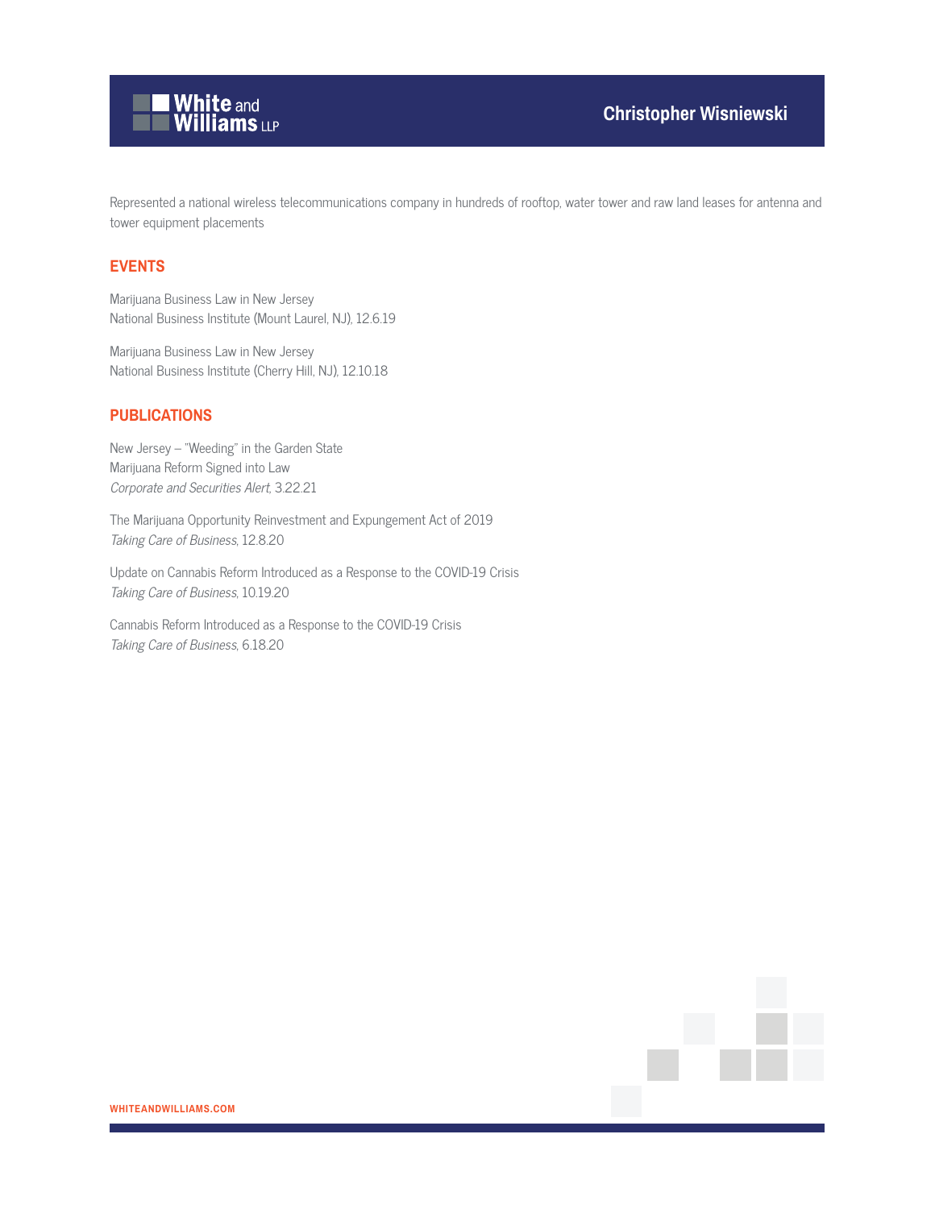Represented a national wireless telecommunications company in hundreds of rooftop, water tower and raw land leases for antenna and tower equipment placements

## EVENTS

Marijuana Business Law in New Jersey
National Business Institute (Mount Laurel, NJ), 12.6.19

Marijuana Business Law in New Jersey
National Business Institute (Cherry Hill, NJ), 12.10.18

## PUBLICATIONS

New Jersey – "Weeding" in the Garden State
Marijuana Reform Signed into Law
*Corporate and Securities Alert*, 3.22.21

The Marijuana Opportunity Reinvestment and Expungement Act of 2019
*Taking Care of Business*, 12.8.20

Update on Cannabis Reform Introduced as a Response to the COVID-19 Crisis
*Taking Care of Business*, 10.19.20

Cannabis Reform Introduced as a Response to the COVID-19 Crisis
*Taking Care of Business*, 6.18.20